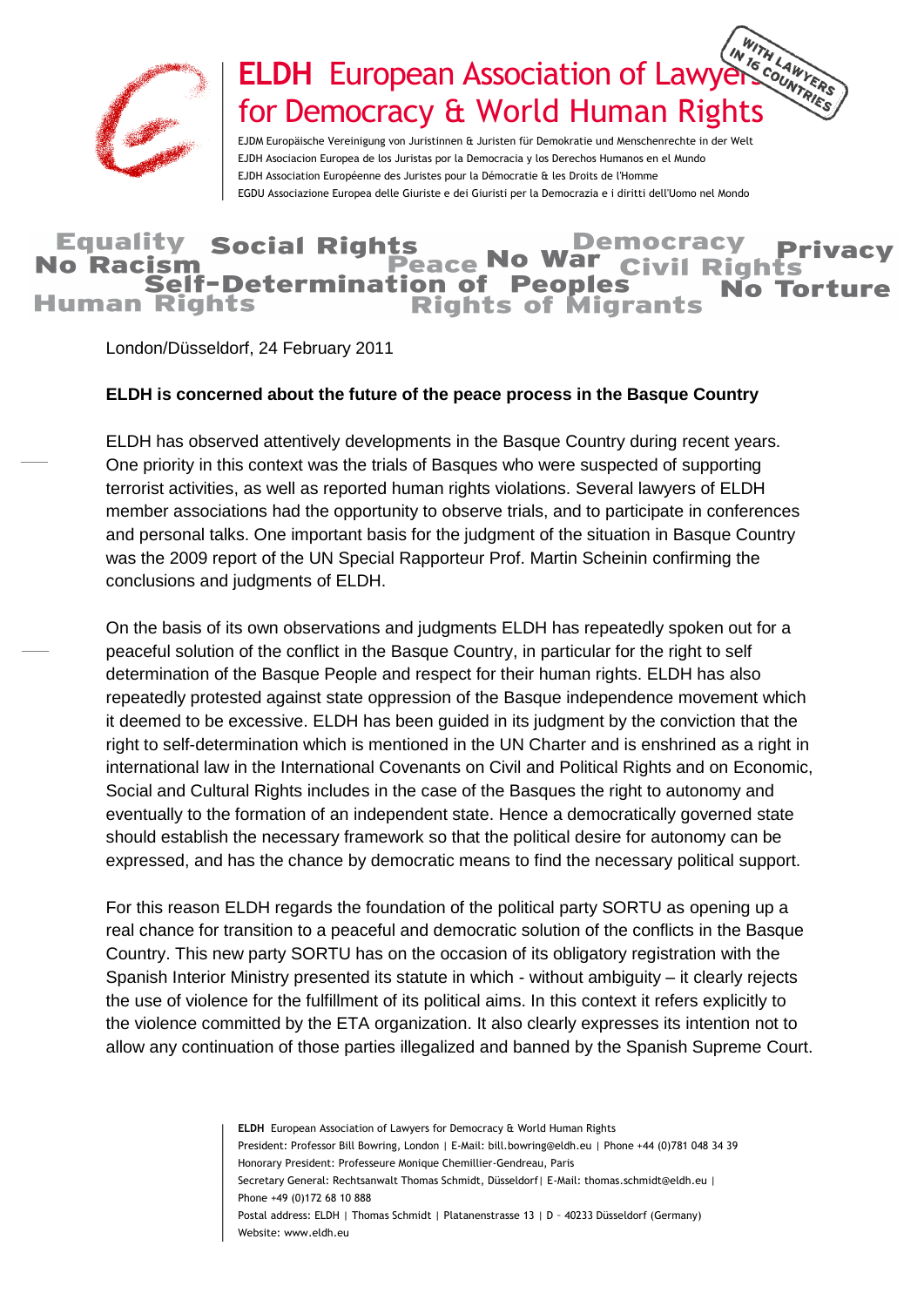**ELDH** European Association of Lawyers for Democracy & World Human Rights

WITH LAWYERS IN 16 COUNTRIES

EJDM Europäische Vereinigung von Juristinnen & Juristen für Demokratie und Menschenrechte in der Welt
EJDH Asociacion Europea de los Juristas por la Democracia y los Derechos Humanos en el Mundo
EJDH Association Européenne des Juristes pour la Démocratie & les Droits de l'Homme
EGDU Associazione Europea delle Giuriste e dei Giuristi per la Democrazia e i diritti dell'Uomo nel Mondo

Equality Social Rights Democracy Privacy No Racism Peace No War Civil Rights Self-Determination of Peoples No Torture Human Rights Rights of Migrants

London/Düsseldorf, 24 February 2011

**ELDH is concerned about the future of the peace process in the Basque Country**

ELDH has observed attentively developments in the Basque Country during recent years. One priority in this context was the trials of Basques who were suspected of supporting terrorist activities, as well as reported human rights violations. Several lawyers of ELDH member associations had the opportunity to observe trials, and to participate in conferences and personal talks. One important basis for the judgment of the situation in Basque Country was the 2009 report of the UN Special Rapporteur Prof. Martin Scheinin confirming the conclusions and judgments of ELDH.

On the basis of its own observations and judgments ELDH has repeatedly spoken out for a peaceful solution of the conflict in the Basque Country, in particular for the right to self determination of the Basque People and respect for their human rights. ELDH has also repeatedly protested against state oppression of the Basque independence movement which it deemed to be excessive. ELDH has been guided in its judgment by the conviction that the right to self-determination which is mentioned in the UN Charter and is enshrined as a right in international law in the International Covenants on Civil and Political Rights and on Economic, Social and Cultural Rights includes in the case of the Basques the right to autonomy and eventually to the formation of an independent state. Hence a democratically governed state should establish the necessary framework so that the political desire for autonomy can be expressed, and has the chance by democratic means to find the necessary political support.

For this reason ELDH regards the foundation of the political party SORTU as opening up a real chance for transition to a peaceful and democratic solution of the conflicts in the Basque Country. This new party SORTU has on the occasion of its obligatory registration with the Spanish Interior Ministry presented its statute in which - without ambiguity – it clearly rejects the use of violence for the fulfillment of its political aims. In this context it refers explicitly to the violence committed by the ETA organization. It also clearly expresses its intention not to allow any continuation of those parties illegalized and banned by the Spanish Supreme Court.

**ELDH** European Association of Lawyers for Democracy & World Human Rights
President: Professor Bill Bowring, London | E-Mail: bill.bowring@eldh.eu | Phone +44 (0)781 048 34 39
Honorary President: Professeure Monique Chemillier-Gendreau, Paris
Secretary General: Rechtsanwalt Thomas Schmidt, Düsseldorf| E-Mail: thomas.schmidt@eldh.eu | Phone +49 (0)172 68 10 888
Postal address: ELDH | Thomas Schmidt | Platanenstrasse 13 | D – 40233 Düsseldorf (Germany)
Website: www.eldh.eu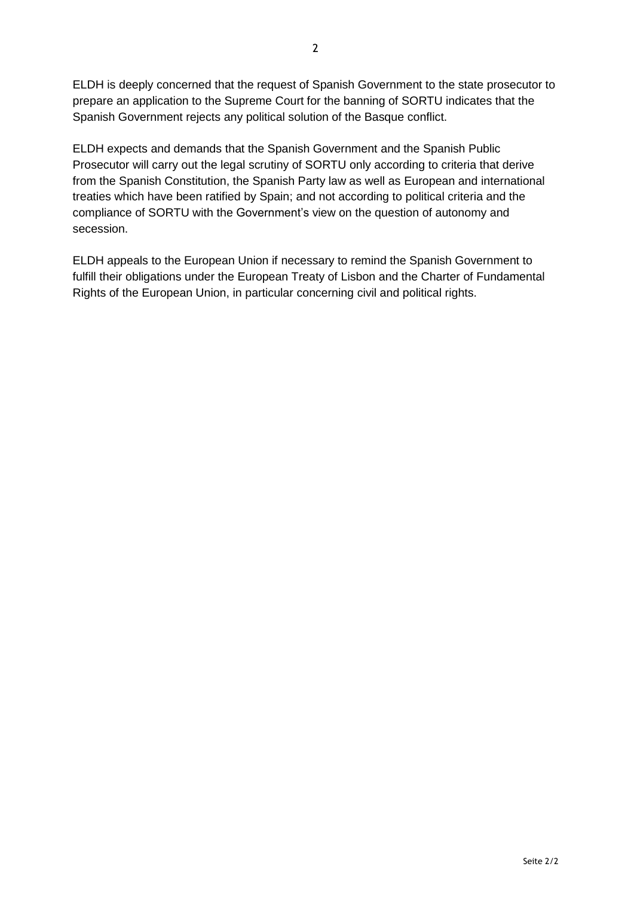ELDH is deeply concerned that the request of Spanish Government to the state prosecutor to prepare an application to the Supreme Court for the banning of SORTU indicates that the Spanish Government rejects any political solution of the Basque conflict.

ELDH expects and demands that the Spanish Government and the Spanish Public Prosecutor will carry out the legal scrutiny of SORTU only according to criteria that derive from the Spanish Constitution, the Spanish Party law as well as European and international treaties which have been ratified by Spain; and not according to political criteria and the compliance of SORTU with the Government's view on the question of autonomy and secession.

ELDH appeals to the European Union if necessary to remind the Spanish Government to fulfill their obligations under the European Treaty of Lisbon and the Charter of Fundamental Rights of the European Union, in particular concerning civil and political rights.